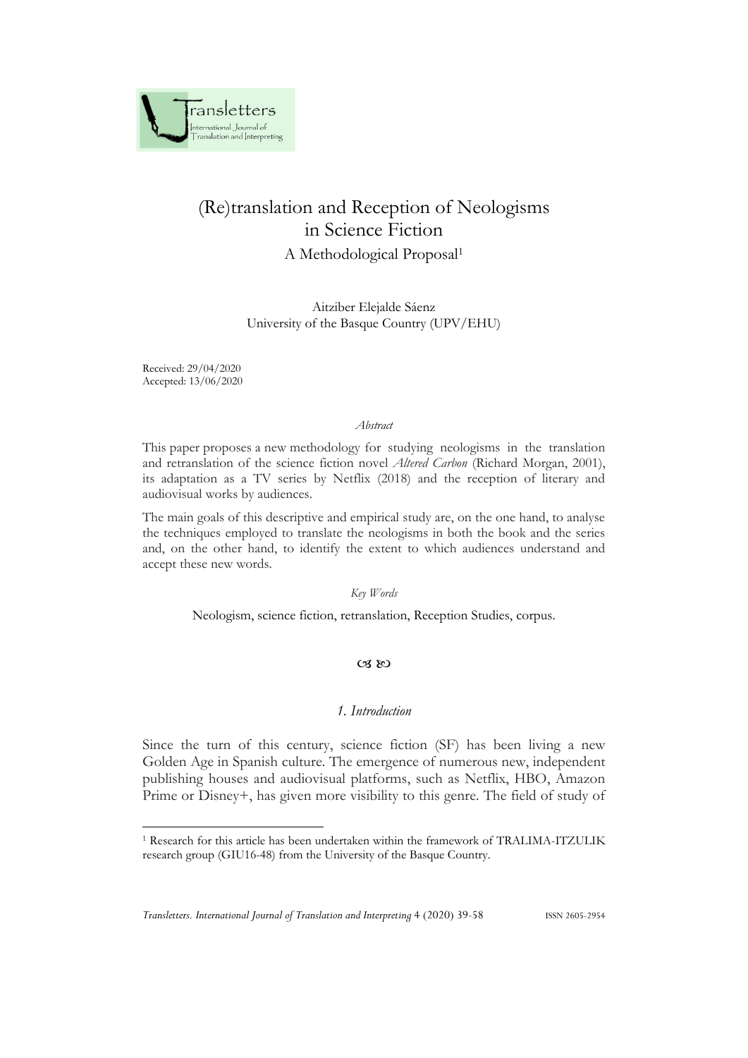# (Re)translation and Reception of Neologisms in Science Fiction

## A Methodological Proposal[1]

Aitziber Elejalde Sáenz
University of the Basque Country (UPV/EHU)

Received: 29/04/2020
Accepted: 13/06/2020

*Abstract*

This paper proposes a new methodology for studying neologisms in the translation and retranslation of the science fiction novel *Altered Carbon* (Richard Morgan, 2001), its adaptation as a TV series by Netflix (2018) and the reception of literary and audiovisual works by audiences.

The main goals of this descriptive and empirical study are, on the one hand, to analyse the techniques employed to translate the neologisms in both the book and the series and, on the other hand, to identify the extent to which audiences understand and accept these new words.

*Key Words*

Neologism, science fiction, retranslation, Reception Studies, corpus.

## *1. Introduction*

Since the turn of this century, science fiction (SF) has been living a new Golden Age in Spanish culture. The emergence of numerous new, independent publishing houses and audiovisual platforms, such as Netflix, HBO, Amazon Prime or Disney+, has given more visibility to this genre. The field of study of

[1] Research for this article has been undertaken within the framework of TRALIMA-ITZULIK research group (GIU16-48) from the University of the Basque Country.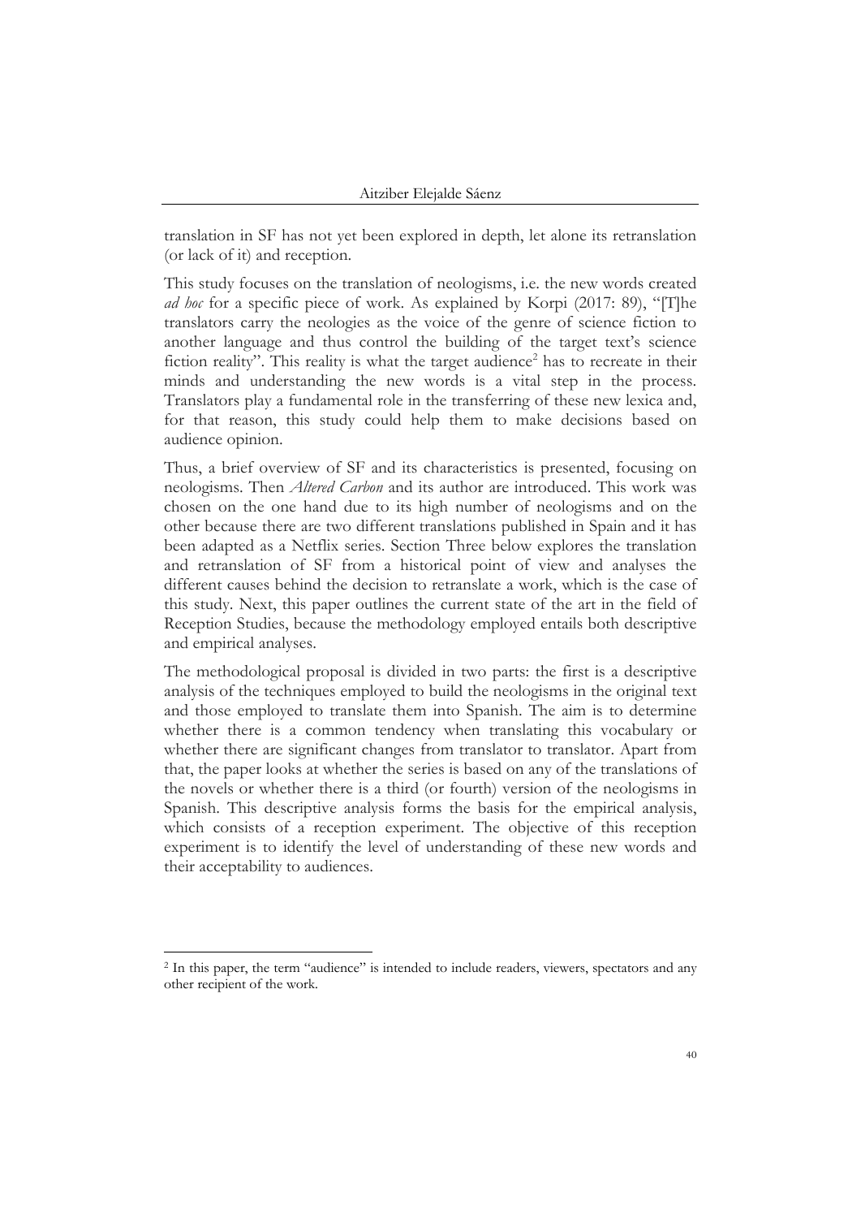translation in SF has not yet been explored in depth, let alone its retranslation (or lack of it) and reception.

This study focuses on the translation of neologisms, i.e. the new words created *ad hoc* for a specific piece of work. As explained by Korpi (2017: 89), "[T]he translators carry the neologies as the voice of the genre of science fiction to another language and thus control the building of the target text's science fiction reality". This reality is what the target audience[2] has to recreate in their minds and understanding the new words is a vital step in the process. Translators play a fundamental role in the transferring of these new lexica and, for that reason, this study could help them to make decisions based on audience opinion.

Thus, a brief overview of SF and its characteristics is presented, focusing on neologisms. Then *Altered Carbon* and its author are introduced. This work was chosen on the one hand due to its high number of neologisms and on the other because there are two different translations published in Spain and it has been adapted as a Netflix series. Section Three below explores the translation and retranslation of SF from a historical point of view and analyses the different causes behind the decision to retranslate a work, which is the case of this study. Next, this paper outlines the current state of the art in the field of Reception Studies, because the methodology employed entails both descriptive and empirical analyses.

The methodological proposal is divided in two parts: the first is a descriptive analysis of the techniques employed to build the neologisms in the original text and those employed to translate them into Spanish. The aim is to determine whether there is a common tendency when translating this vocabulary or whether there are significant changes from translator to translator. Apart from that, the paper looks at whether the series is based on any of the translations of the novels or whether there is a third (or fourth) version of the neologisms in Spanish. This descriptive analysis forms the basis for the empirical analysis, which consists of a reception experiment. The objective of this reception experiment is to identify the level of understanding of these new words and their acceptability to audiences.

[2] In this paper, the term "audience" is intended to include readers, viewers, spectators and any other recipient of the work.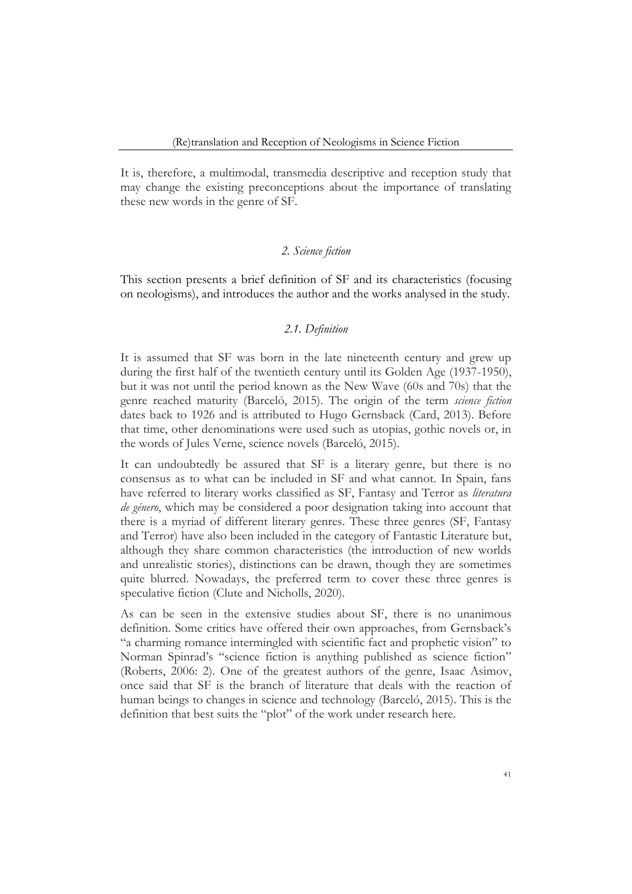It is, therefore, a multimodal, transmedia descriptive and reception study that may change the existing preconceptions about the importance of translating these new words in the genre of SF.

## *2. Science fiction*

This section presents a brief definition of SF and its characteristics (focusing on neologisms), and introduces the author and the works analysed in the study.

### *2.1. Definition*

It is assumed that SF was born in the late nineteenth century and grew up during the first half of the twentieth century until its Golden Age (1937-1950), but it was not until the period known as the New Wave (60s and 70s) that the genre reached maturity (Barceló, 2015). The origin of the term *science fiction* dates back to 1926 and is attributed to Hugo Gernsback (Card, 2013). Before that time, other denominations were used such as utopias, gothic novels or, in the words of Jules Verne, science novels (Barceló, 2015).

It can undoubtedly be assured that SF is a literary genre, but there is no consensus as to what can be included in SF and what cannot. In Spain, fans have referred to literary works classified as SF, Fantasy and Terror as *literatura de género*, which may be considered a poor designation taking into account that there is a myriad of different literary genres. These three genres (SF, Fantasy and Terror) have also been included in the category of Fantastic Literature but, although they share common characteristics (the introduction of new worlds and unrealistic stories), distinctions can be drawn, though they are sometimes quite blurred. Nowadays, the preferred term to cover these three genres is speculative fiction (Clute and Nicholls, 2020).

As can be seen in the extensive studies about SF, there is no unanimous definition. Some critics have offered their own approaches, from Gernsback's "a charming romance intermingled with scientific fact and prophetic vision" to Norman Spinrad's "science fiction is anything published as science fiction" (Roberts, 2006: 2). One of the greatest authors of the genre, Isaac Asimov, once said that SF is the branch of literature that deals with the reaction of human beings to changes in science and technology (Barceló, 2015). This is the definition that best suits the "plot" of the work under research here.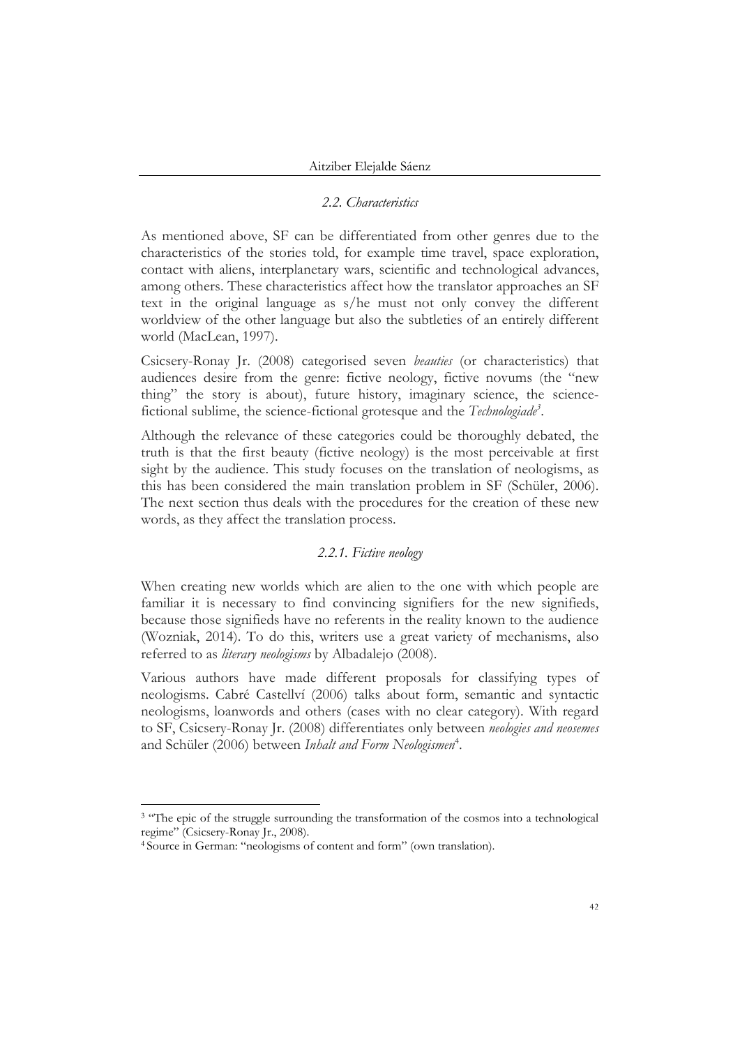### *2.2. Characteristics*

As mentioned above, SF can be differentiated from other genres due to the characteristics of the stories told, for example time travel, space exploration, contact with aliens, interplanetary wars, scientific and technological advances, among others. These characteristics affect how the translator approaches an SF text in the original language as s/he must not only convey the different worldview of the other language but also the subtleties of an entirely different world (MacLean, 1997).

Csicsery-Ronay Jr. (2008) categorised seven *beauties* (or characteristics) that audiences desire from the genre: fictive neology, fictive novums (the "new thing" the story is about), future history, imaginary science, the science-fictional sublime, the science-fictional grotesque and the *Technologiade*[3].

Although the relevance of these categories could be thoroughly debated, the truth is that the first beauty (fictive neology) is the most perceivable at first sight by the audience. This study focuses on the translation of neologisms, as this has been considered the main translation problem in SF (Schüler, 2006). The next section thus deals with the procedures for the creation of these new words, as they affect the translation process.

#### *2.2.1. Fictive neology*

When creating new worlds which are alien to the one with which people are familiar it is necessary to find convincing signifiers for the new signifieds, because those signifieds have no referents in the reality known to the audience (Wozniak, 2014). To do this, writers use a great variety of mechanisms, also referred to as *literary neologisms* by Albadalejo (2008).

Various authors have made different proposals for classifying types of neologisms. Cabré Castellví (2006) talks about form, semantic and syntactic neologisms, loanwords and others (cases with no clear category). With regard to SF, Csicsery-Ronay Jr. (2008) differentiates only between *neologies and neosemes* and Schüler (2006) between *Inhalt and Form Neologismen*[4].

---

[3] "The epic of the struggle surrounding the transformation of the cosmos into a technological regime" (Csicsery-Ronay Jr., 2008).

[4] Source in German: "neologisms of content and form" (own translation).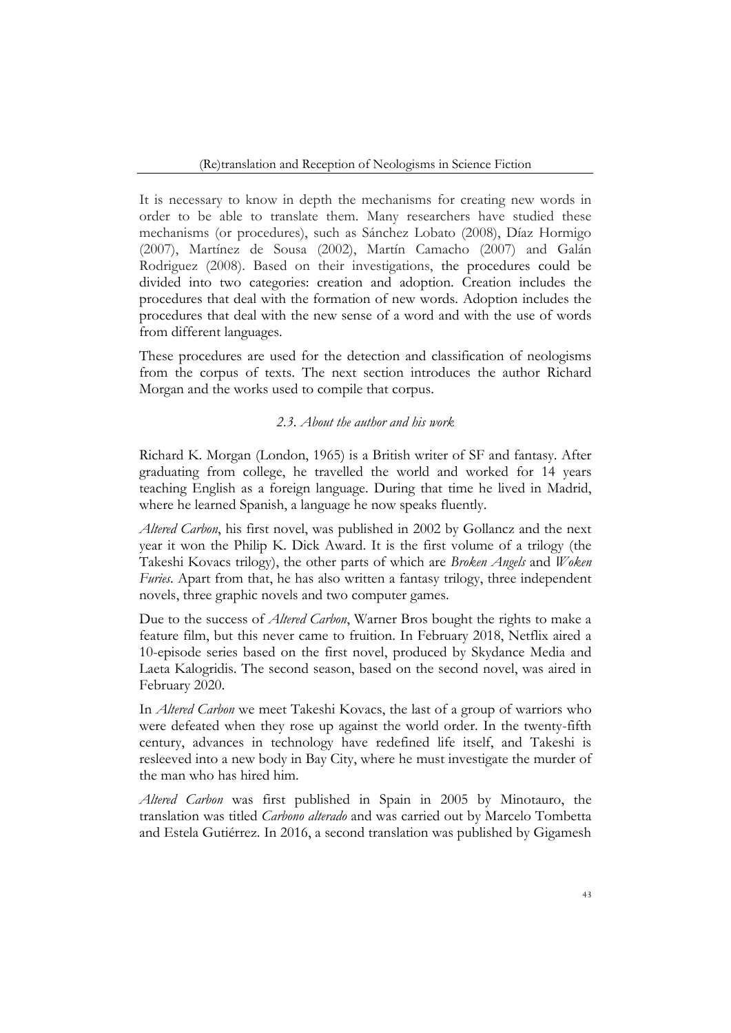It is necessary to know in depth the mechanisms for creating new words in order to be able to translate them. Many researchers have studied these mechanisms (or procedures), such as Sánchez Lobato (2008), Díaz Hormigo (2007), Martínez de Sousa (2002), Martín Camacho (2007) and Galán Rodriguez (2008). Based on their investigations, the procedures could be divided into two categories: creation and adoption. Creation includes the procedures that deal with the formation of new words. Adoption includes the procedures that deal with the new sense of a word and with the use of words from different languages.

These procedures are used for the detection and classification of neologisms from the corpus of texts. The next section introduces the author Richard Morgan and the works used to compile that corpus.

### *2.3. About the author and his work*

Richard K. Morgan (London, 1965) is a British writer of SF and fantasy. After graduating from college, he travelled the world and worked for 14 years teaching English as a foreign language. During that time he lived in Madrid, where he learned Spanish, a language he now speaks fluently.

*Altered Carbon*, his first novel, was published in 2002 by Gollancz and the next year it won the Philip K. Dick Award. It is the first volume of a trilogy (the Takeshi Kovacs trilogy), the other parts of which are *Broken Angels* and *Woken Furies*. Apart from that, he has also written a fantasy trilogy, three independent novels, three graphic novels and two computer games.

Due to the success of *Altered Carbon*, Warner Bros bought the rights to make a feature film, but this never came to fruition. In February 2018, Netflix aired a 10-episode series based on the first novel, produced by Skydance Media and Laeta Kalogridis. The second season, based on the second novel, was aired in February 2020.

In *Altered Carbon* we meet Takeshi Kovacs, the last of a group of warriors who were defeated when they rose up against the world order. In the twenty-fifth century, advances in technology have redefined life itself, and Takeshi is resleeved into a new body in Bay City, where he must investigate the murder of the man who has hired him.

*Altered Carbon* was first published in Spain in 2005 by Minotauro, the translation was titled *Carbono alterado* and was carried out by Marcelo Tombetta and Estela Gutiérrez. In 2016, a second translation was published by Gigamesh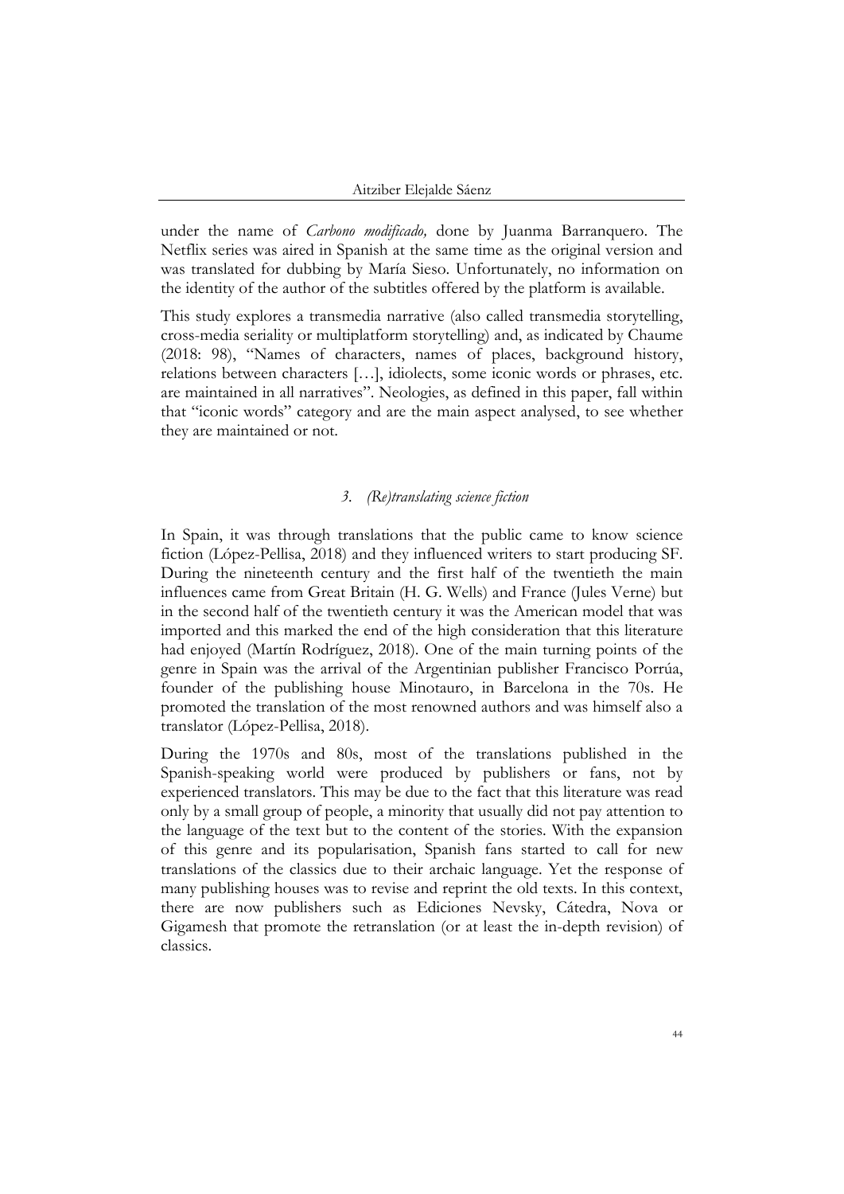under the name of *Carbono modificado,* done by Juanma Barranquero. The Netflix series was aired in Spanish at the same time as the original version and was translated for dubbing by María Sieso. Unfortunately, no information on the identity of the author of the subtitles offered by the platform is available.

This study explores a transmedia narrative (also called transmedia storytelling, cross-media seriality or multiplatform storytelling) and, as indicated by Chaume (2018: 98), "Names of characters, names of places, background history, relations between characters […], idiolects, some iconic words or phrases, etc. are maintained in all narratives". Neologies, as defined in this paper, fall within that "iconic words" category and are the main aspect analysed, to see whether they are maintained or not.

### *3. (Re)translating science fiction*

In Spain, it was through translations that the public came to know science fiction (López-Pellisa, 2018) and they influenced writers to start producing SF. During the nineteenth century and the first half of the twentieth the main influences came from Great Britain (H. G. Wells) and France (Jules Verne) but in the second half of the twentieth century it was the American model that was imported and this marked the end of the high consideration that this literature had enjoyed (Martín Rodríguez, 2018). One of the main turning points of the genre in Spain was the arrival of the Argentinian publisher Francisco Porrúa, founder of the publishing house Minotauro, in Barcelona in the 70s. He promoted the translation of the most renowned authors and was himself also a translator (López-Pellisa, 2018).

During the 1970s and 80s, most of the translations published in the Spanish-speaking world were produced by publishers or fans, not by experienced translators. This may be due to the fact that this literature was read only by a small group of people, a minority that usually did not pay attention to the language of the text but to the content of the stories. With the expansion of this genre and its popularisation, Spanish fans started to call for new translations of the classics due to their archaic language. Yet the response of many publishing houses was to revise and reprint the old texts. In this context, there are now publishers such as Ediciones Nevsky, Cátedra, Nova or Gigamesh that promote the retranslation (or at least the in-depth revision) of classics.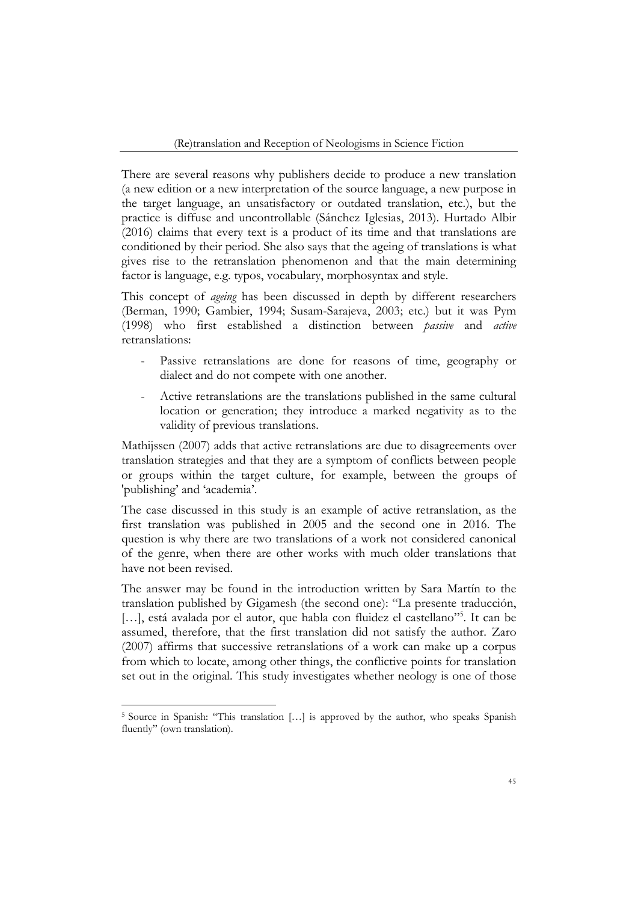There are several reasons why publishers decide to produce a new translation (a new edition or a new interpretation of the source language, a new purpose in the target language, an unsatisfactory or outdated translation, etc.), but the practice is diffuse and uncontrollable (Sánchez Iglesias, 2013). Hurtado Albir (2016) claims that every text is a product of its time and that translations are conditioned by their period. She also says that the ageing of translations is what gives rise to the retranslation phenomenon and that the main determining factor is language, e.g. typos, vocabulary, morphosyntax and style.

This concept of *ageing* has been discussed in depth by different researchers (Berman, 1990; Gambier, 1994; Susam-Sarajeva, 2003; etc.) but it was Pym (1998) who first established a distinction between *passive* and *active* retranslations:

- Passive retranslations are done for reasons of time, geography or dialect and do not compete with one another.
- Active retranslations are the translations published in the same cultural location or generation; they introduce a marked negativity as to the validity of previous translations.

Mathijssen (2007) adds that active retranslations are due to disagreements over translation strategies and that they are a symptom of conflicts between people or groups within the target culture, for example, between the groups of 'publishing' and 'academia'.

The case discussed in this study is an example of active retranslation, as the first translation was published in 2005 and the second one in 2016. The question is why there are two translations of a work not considered canonical of the genre, when there are other works with much older translations that have not been revised.

The answer may be found in the introduction written by Sara Martín to the translation published by Gigamesh (the second one): "La presente traducción, […], está avalada por el autor, que habla con fluidez el castellano"[5]. It can be assumed, therefore, that the first translation did not satisfy the author. Zaro (2007) affirms that successive retranslations of a work can make up a corpus from which to locate, among other things, the conflictive points for translation set out in the original. This study investigates whether neology is one of those

[5] Source in Spanish: "This translation […] is approved by the author, who speaks Spanish fluently" (own translation).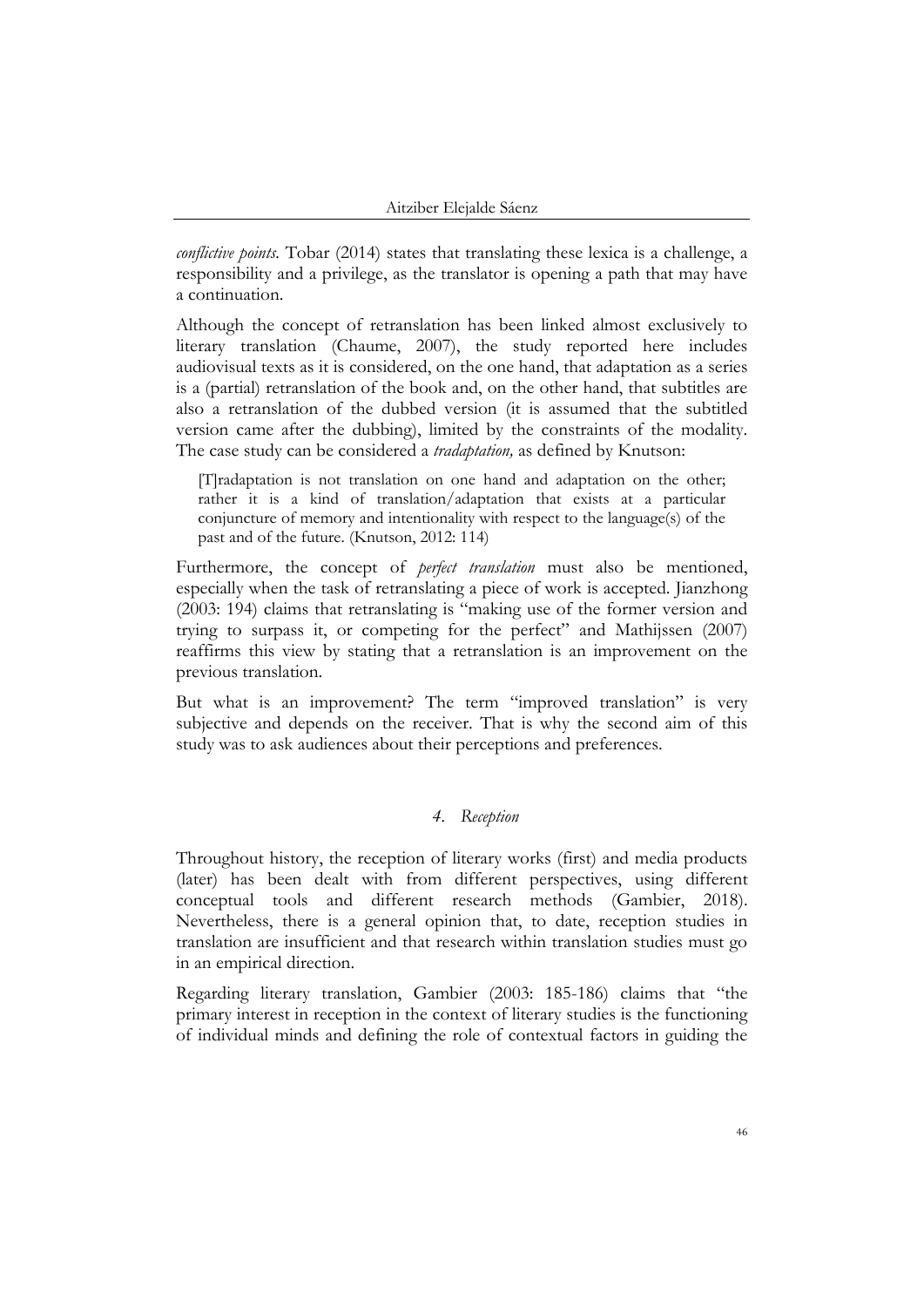*conflictive points*. Tobar (2014) states that translating these lexica is a challenge, a responsibility and a privilege, as the translator is opening a path that may have a continuation.

Although the concept of retranslation has been linked almost exclusively to literary translation (Chaume, 2007), the study reported here includes audiovisual texts as it is considered, on the one hand, that adaptation as a series is a (partial) retranslation of the book and, on the other hand, that subtitles are also a retranslation of the dubbed version (it is assumed that the subtitled version came after the dubbing), limited by the constraints of the modality. The case study can be considered a *tradaptation,* as defined by Knutson:

> [T]radaptation is not translation on one hand and adaptation on the other; rather it is a kind of translation/adaptation that exists at a particular conjuncture of memory and intentionality with respect to the language(s) of the past and of the future. (Knutson, 2012: 114)

Furthermore, the concept of *perfect translation* must also be mentioned, especially when the task of retranslating a piece of work is accepted. Jianzhong (2003: 194) claims that retranslating is "making use of the former version and trying to surpass it, or competing for the perfect" and Mathijssen (2007) reaffirms this view by stating that a retranslation is an improvement on the previous translation.

But what is an improvement? The term "improved translation" is very subjective and depends on the receiver. That is why the second aim of this study was to ask audiences about their perceptions and preferences.

## *4. Reception*

Throughout history, the reception of literary works (first) and media products (later) has been dealt with from different perspectives, using different conceptual tools and different research methods (Gambier, 2018). Nevertheless, there is a general opinion that, to date, reception studies in translation are insufficient and that research within translation studies must go in an empirical direction.

Regarding literary translation, Gambier (2003: 185-186) claims that "the primary interest in reception in the context of literary studies is the functioning of individual minds and defining the role of contextual factors in guiding the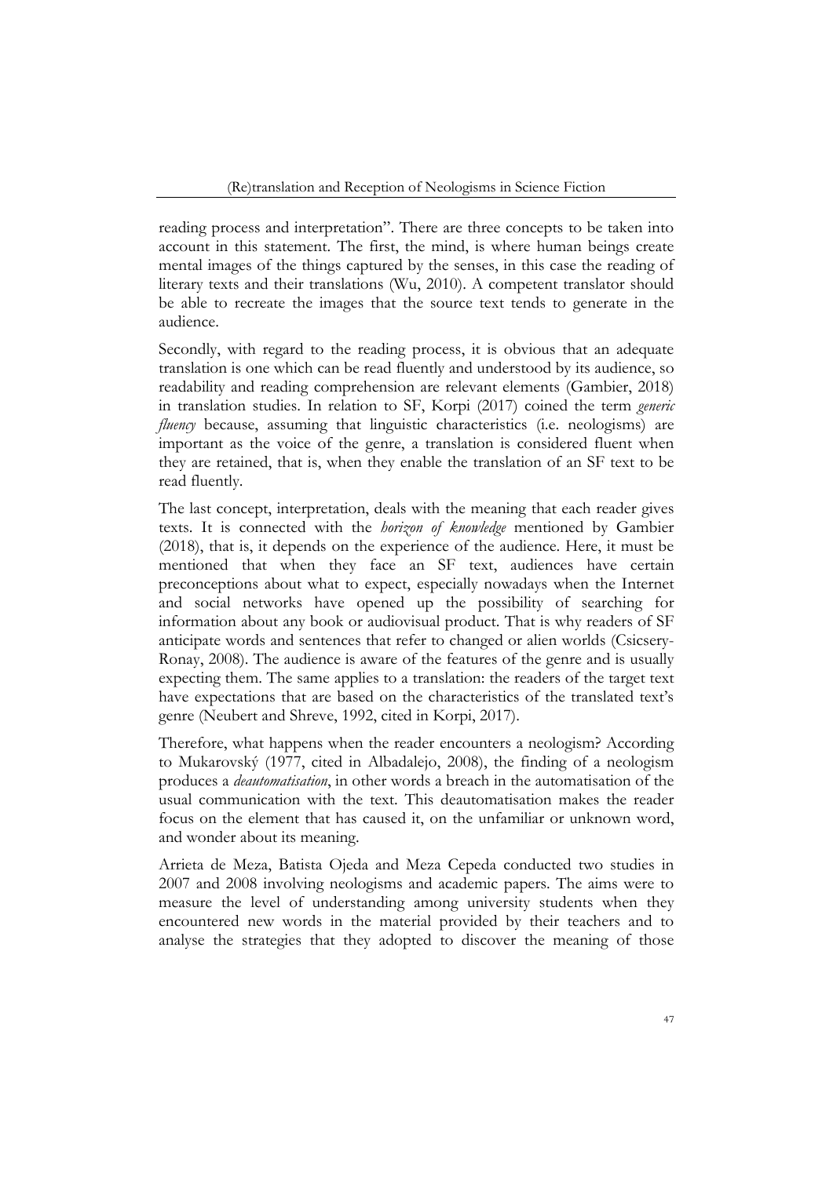reading process and interpretation". There are three concepts to be taken into account in this statement. The first, the mind, is where human beings create mental images of the things captured by the senses, in this case the reading of literary texts and their translations (Wu, 2010). A competent translator should be able to recreate the images that the source text tends to generate in the audience.

Secondly, with regard to the reading process, it is obvious that an adequate translation is one which can be read fluently and understood by its audience, so readability and reading comprehension are relevant elements (Gambier, 2018) in translation studies. In relation to SF, Korpi (2017) coined the term *generic fluency* because, assuming that linguistic characteristics (i.e. neologisms) are important as the voice of the genre, a translation is considered fluent when they are retained, that is, when they enable the translation of an SF text to be read fluently.

The last concept, interpretation, deals with the meaning that each reader gives texts. It is connected with the *horizon of knowledge* mentioned by Gambier (2018), that is, it depends on the experience of the audience. Here, it must be mentioned that when they face an SF text, audiences have certain preconceptions about what to expect, especially nowadays when the Internet and social networks have opened up the possibility of searching for information about any book or audiovisual product. That is why readers of SF anticipate words and sentences that refer to changed or alien worlds (Csicsery-Ronay, 2008). The audience is aware of the features of the genre and is usually expecting them. The same applies to a translation: the readers of the target text have expectations that are based on the characteristics of the translated text's genre (Neubert and Shreve, 1992, cited in Korpi, 2017).

Therefore, what happens when the reader encounters a neologism? According to Mukarovský (1977, cited in Albadalejo, 2008), the finding of a neologism produces a *deautomatisation*, in other words a breach in the automatisation of the usual communication with the text. This deautomatisation makes the reader focus on the element that has caused it, on the unfamiliar or unknown word, and wonder about its meaning.

Arrieta de Meza, Batista Ojeda and Meza Cepeda conducted two studies in 2007 and 2008 involving neologisms and academic papers. The aims were to measure the level of understanding among university students when they encountered new words in the material provided by their teachers and to analyse the strategies that they adopted to discover the meaning of those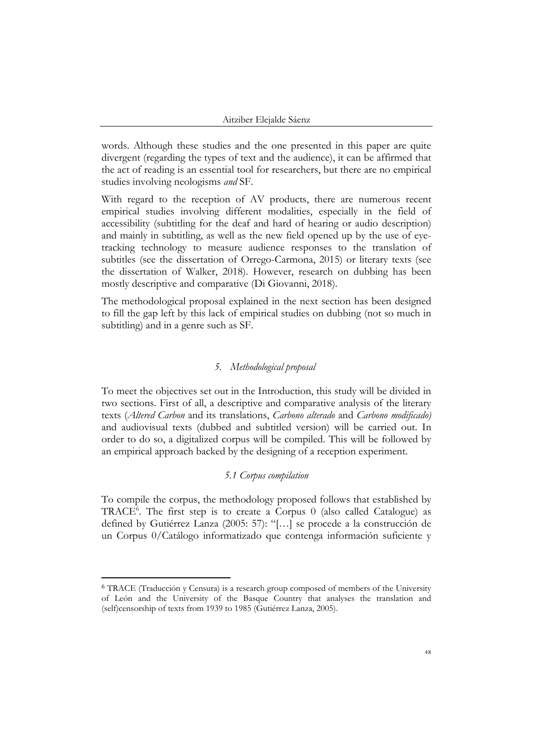words. Although these studies and the one presented in this paper are quite divergent (regarding the types of text and the audience), it can be affirmed that the act of reading is an essential tool for researchers, but there are no empirical studies involving neologisms *and* SF.

With regard to the reception of AV products, there are numerous recent empirical studies involving different modalities, especially in the field of accessibility (subtitling for the deaf and hard of hearing or audio description) and mainly in subtitling, as well as the new field opened up by the use of eye-tracking technology to measure audience responses to the translation of subtitles (see the dissertation of Orrego-Carmona, 2015) or literary texts (see the dissertation of Walker, 2018). However, research on dubbing has been mostly descriptive and comparative (Di Giovanni, 2018).

The methodological proposal explained in the next section has been designed to fill the gap left by this lack of empirical studies on dubbing (not so much in subtitling) and in a genre such as SF.

## *5. Methodological proposal*

To meet the objectives set out in the Introduction, this study will be divided in two sections. First of all, a descriptive and comparative analysis of the literary texts (*Altered Carbon* and its translations, *Carbono alterado* and *Carbono modificado)* and audiovisual texts (dubbed and subtitled version) will be carried out. In order to do so, a digitalized corpus will be compiled. This will be followed by an empirical approach backed by the designing of a reception experiment.

### *5.1 Corpus compilation*

To compile the corpus, the methodology proposed follows that established by TRACE[6]. The first step is to create a Corpus 0 (also called Catalogue) as defined by Gutiérrez Lanza (2005: 57): "[…] se procede a la construcción de un Corpus 0/Catálogo informatizado que contenga información suficiente y

---

[6] TRACE (Traducción y Censura) is a research group composed of members of the University of León and the University of the Basque Country that analyses the translation and (self)censorship of texts from 1939 to 1985 (Gutiérrez Lanza, 2005).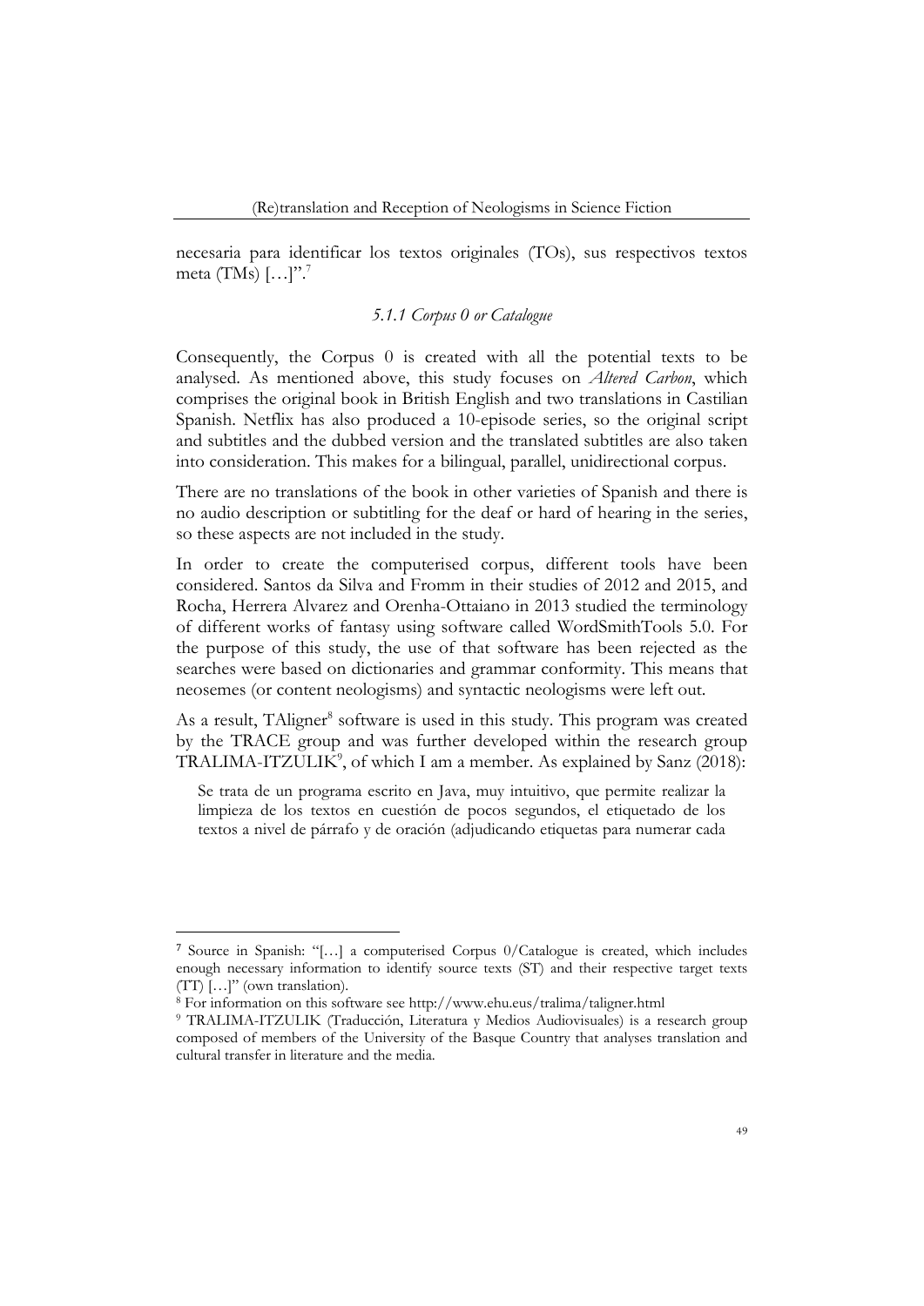necesaria para identificar los textos originales (TOs), sus respectivos textos meta (TMs) […]".[7]

### *5.1.1 Corpus 0 or Catalogue*

Consequently, the Corpus 0 is created with all the potential texts to be analysed. As mentioned above, this study focuses on *Altered Carbon*, which comprises the original book in British English and two translations in Castilian Spanish. Netflix has also produced a 10-episode series, so the original script and subtitles and the dubbed version and the translated subtitles are also taken into consideration. This makes for a bilingual, parallel, unidirectional corpus.

There are no translations of the book in other varieties of Spanish and there is no audio description or subtitling for the deaf or hard of hearing in the series, so these aspects are not included in the study.

In order to create the computerised corpus, different tools have been considered. Santos da Silva and Fromm in their studies of 2012 and 2015, and Rocha, Herrera Alvarez and Orenha-Ottaiano in 2013 studied the terminology of different works of fantasy using software called WordSmithTools 5.0. For the purpose of this study, the use of that software has been rejected as the searches were based on dictionaries and grammar conformity. This means that neosemes (or content neologisms) and syntactic neologisms were left out.

As a result, TAligner[8] software is used in this study. This program was created by the TRACE group and was further developed within the research group TRALIMA-ITZULIK[9], of which I am a member. As explained by Sanz (2018):

> Se trata de un programa escrito en Java, muy intuitivo, que permite realizar la limpieza de los textos en cuestión de pocos segundos, el etiquetado de los textos a nivel de párrafo y de oración (adjudicando etiquetas para numerar cada

---

[7] Source in Spanish: "[…] a computerised Corpus 0/Catalogue is created, which includes enough necessary information to identify source texts (ST) and their respective target texts (TT) […]" (own translation).

[8] For information on this software see http://www.ehu.eus/tralima/taligner.html

[9] TRALIMA-ITZULIK (Traducción, Literatura y Medios Audiovisuales) is a research group composed of members of the University of the Basque Country that analyses translation and cultural transfer in literature and the media.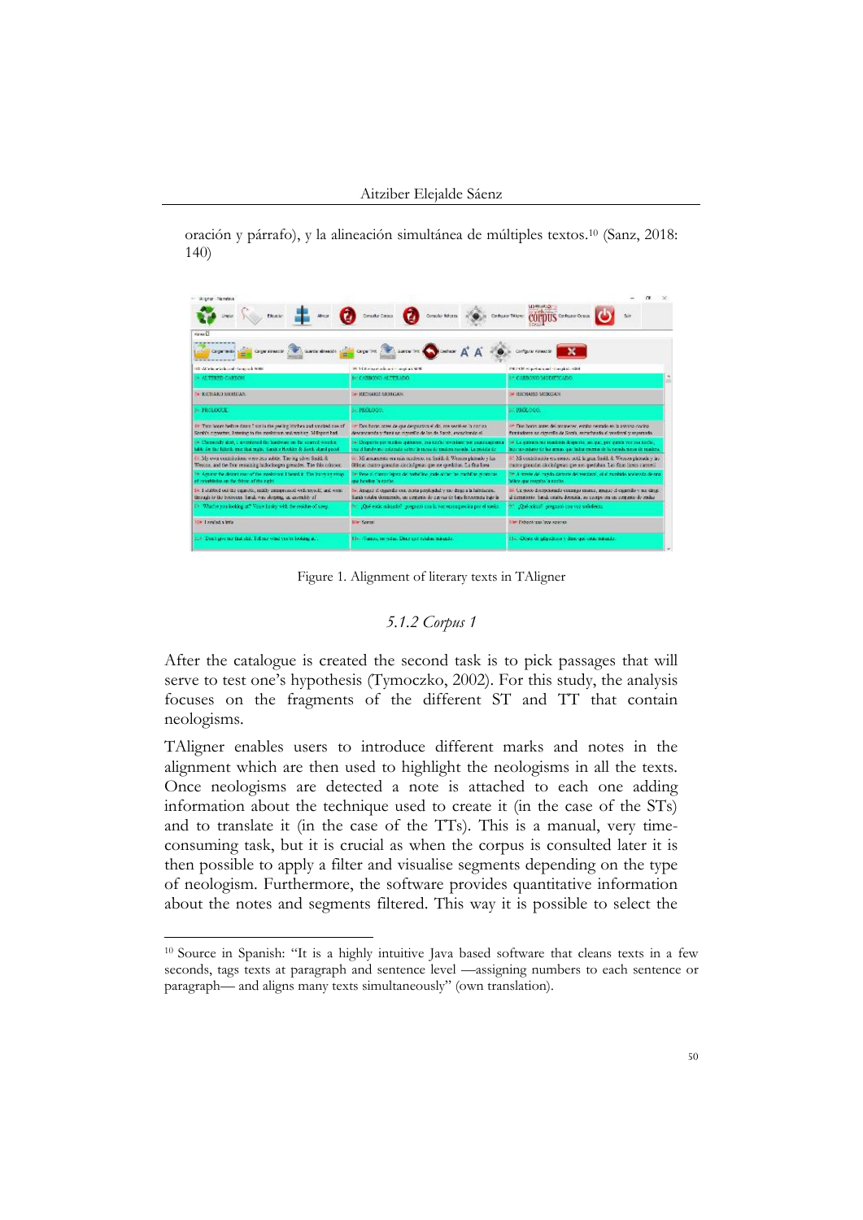oración y párrafo), y la alineación simultánea de múltiples textos.[10] (Sanz, 2018: 140)

Figure 1. Alignment of literary texts in TAligner

### *5.1.2 Corpus 1*

After the catalogue is created the second task is to pick passages that will serve to test one's hypothesis (Tymoczko, 2002). For this study, the analysis focuses on the fragments of the different ST and TT that contain neologisms.

TAligner enables users to introduce different marks and notes in the alignment which are then used to highlight the neologisms in all the texts. Once neologisms are detected a note is attached to each one adding information about the technique used to create it (in the case of the STs) and to translate it (in the case of the TTs). This is a manual, very time-consuming task, but it is crucial as when the corpus is consulted later it is then possible to apply a filter and visualise segments depending on the type of neologism. Furthermore, the software provides quantitative information about the notes and segments filtered. This way it is possible to select the

---

[10] Source in Spanish: "It is a highly intuitive Java based software that cleans texts in a few seconds, tags texts at paragraph and sentence level —assigning numbers to each sentence or paragraph— and aligns many texts simultaneously" (own translation).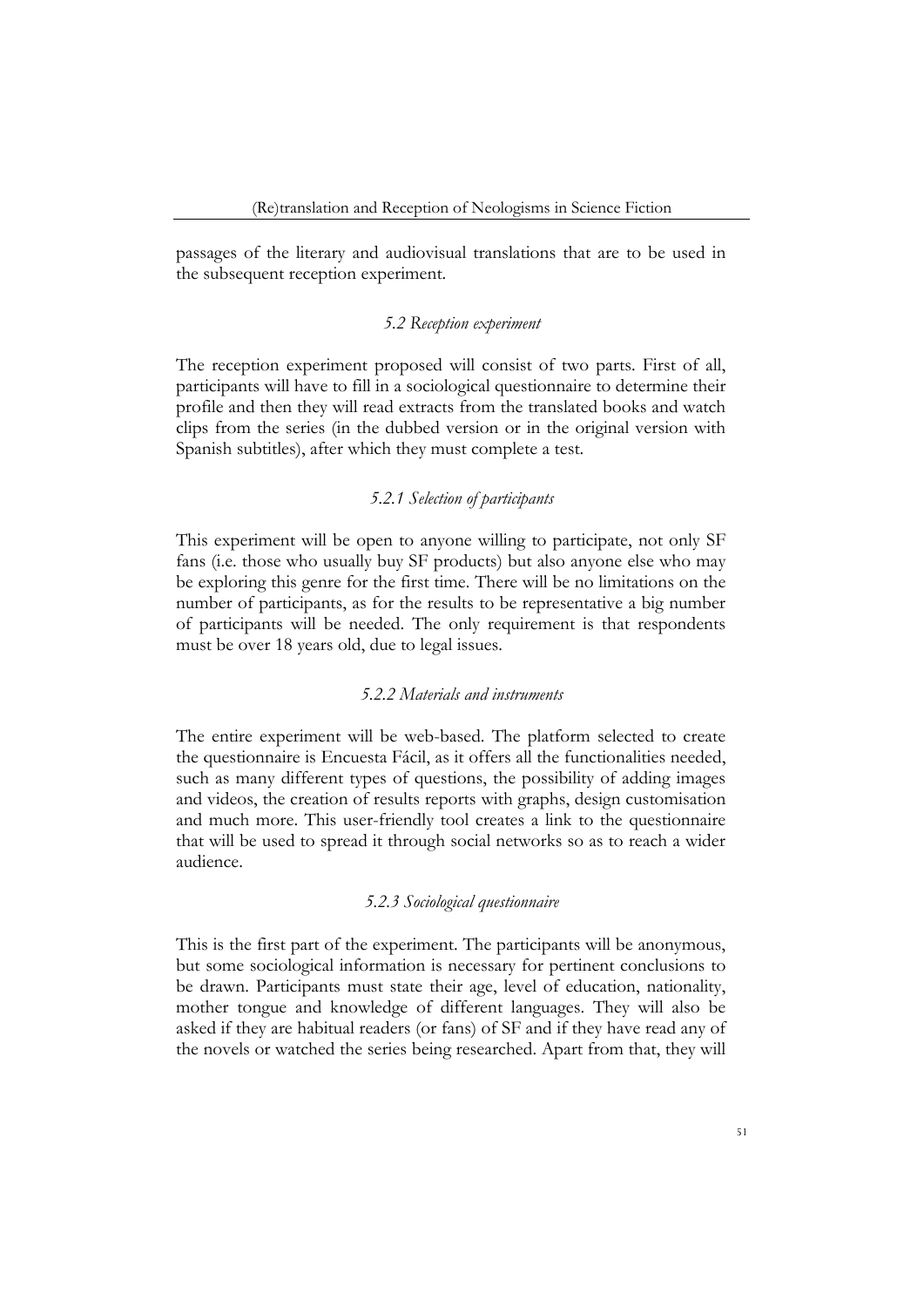passages of the literary and audiovisual translations that are to be used in the subsequent reception experiment.

### *5.2 Reception experiment*

The reception experiment proposed will consist of two parts. First of all, participants will have to fill in a sociological questionnaire to determine their profile and then they will read extracts from the translated books and watch clips from the series (in the dubbed version or in the original version with Spanish subtitles), after which they must complete a test.

#### *5.2.1 Selection of participants*

This experiment will be open to anyone willing to participate, not only SF fans (i.e. those who usually buy SF products) but also anyone else who may be exploring this genre for the first time. There will be no limitations on the number of participants, as for the results to be representative a big number of participants will be needed. The only requirement is that respondents must be over 18 years old, due to legal issues.

#### *5.2.2 Materials and instruments*

The entire experiment will be web-based. The platform selected to create the questionnaire is Encuesta Fácil, as it offers all the functionalities needed, such as many different types of questions, the possibility of adding images and videos, the creation of results reports with graphs, design customisation and much more. This user-friendly tool creates a link to the questionnaire that will be used to spread it through social networks so as to reach a wider audience.

#### *5.2.3 Sociological questionnaire*

This is the first part of the experiment. The participants will be anonymous, but some sociological information is necessary for pertinent conclusions to be drawn. Participants must state their age, level of education, nationality, mother tongue and knowledge of different languages. They will also be asked if they are habitual readers (or fans) of SF and if they have read any of the novels or watched the series being researched. Apart from that, they will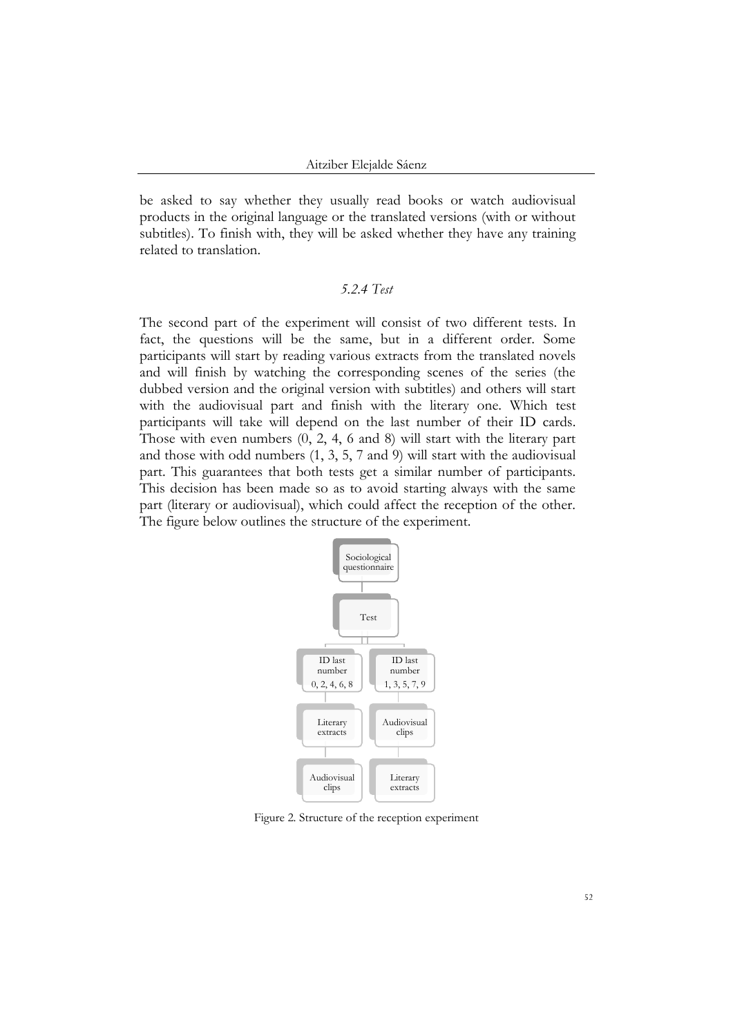be asked to say whether they usually read books or watch audiovisual products in the original language or the translated versions (with or without subtitles). To finish with, they will be asked whether they have any training related to translation.

### *5.2.4 Test*

The second part of the experiment will consist of two different tests. In fact, the questions will be the same, but in a different order. Some participants will start by reading various extracts from the translated novels and will finish by watching the corresponding scenes of the series (the dubbed version and the original version with subtitles) and others will start with the audiovisual part and finish with the literary one. Which test participants will take will depend on the last number of their ID cards. Those with even numbers (0, 2, 4, 6 and 8) will start with the literary part and those with odd numbers (1, 3, 5, 7 and 9) will start with the audiovisual part. This guarantees that both tests get a similar number of participants. This decision has been made so as to avoid starting always with the same part (literary or audiovisual), which could affect the reception of the other. The figure below outlines the structure of the experiment.

Sociological questionnaire

Test

ID last number 0, 2, 4, 6, 8 | ID last number 1, 3, 5, 7, 9

Literary extracts | Audiovisual clips

Audiovisual clips | Literary extracts

Figure 2. Structure of the reception experiment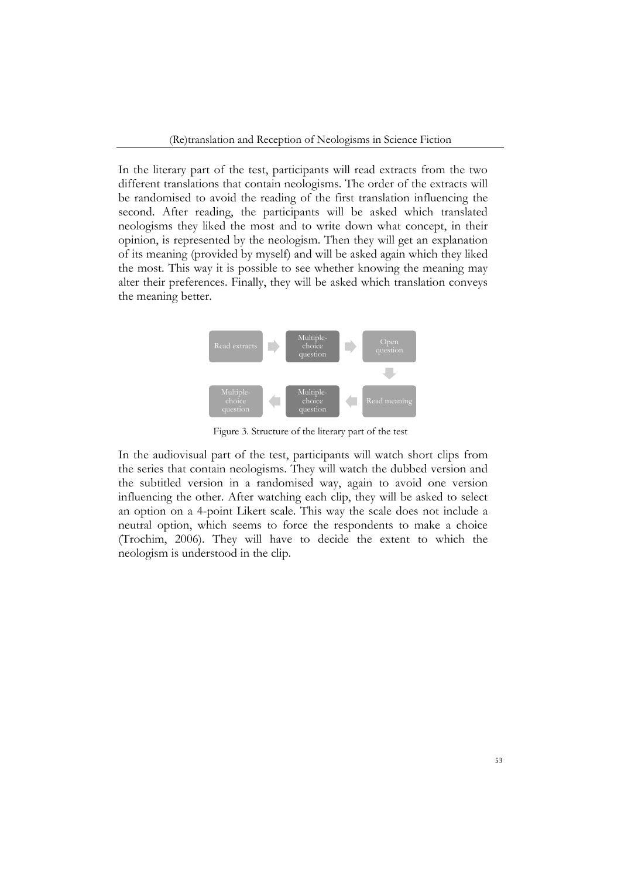In the literary part of the test, participants will read extracts from the two different translations that contain neologisms. The order of the extracts will be randomised to avoid the reading of the first translation influencing the second. After reading, the participants will be asked which translated neologisms they liked the most and to write down what concept, in their opinion, is represented by the neologism. Then they will get an explanation of its meaning (provided by myself) and will be asked again which they liked the most. This way it is possible to see whether knowing the meaning may alter their preferences. Finally, they will be asked which translation conveys the meaning better.

Read extracts → Multiple-choice question → Open question → Read meaning → Multiple-choice question → Multiple-choice question

Figure 3. Structure of the literary part of the test

In the audiovisual part of the test, participants will watch short clips from the series that contain neologisms. They will watch the dubbed version and the subtitled version in a randomised way, again to avoid one version influencing the other. After watching each clip, they will be asked to select an option on a 4-point Likert scale. This way the scale does not include a neutral option, which seems to force the respondents to make a choice (Trochim, 2006). They will have to decide the extent to which the neologism is understood in the clip.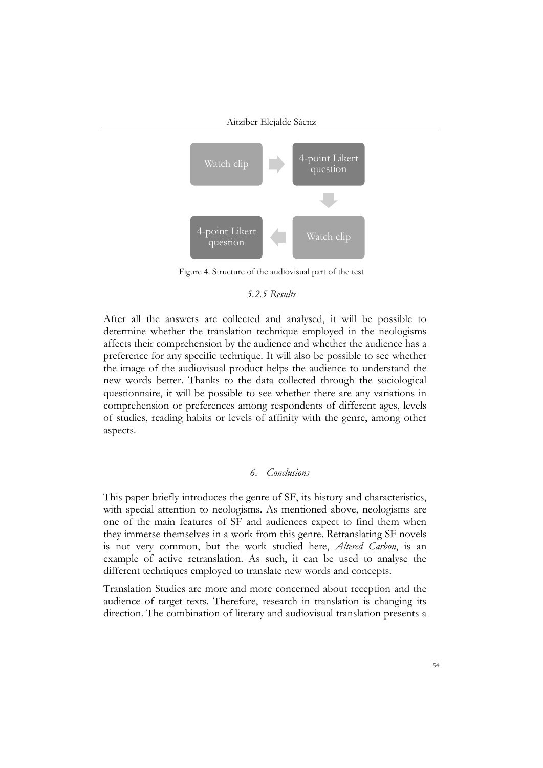Watch clip → 4-point Likert question → Watch clip → 4-point Likert question

Figure 4. Structure of the audiovisual part of the test

### *5.2.5 Results*

After all the answers are collected and analysed, it will be possible to determine whether the translation technique employed in the neologisms affects their comprehension by the audience and whether the audience has a preference for any specific technique. It will also be possible to see whether the image of the audiovisual product helps the audience to understand the new words better. Thanks to the data collected through the sociological questionnaire, it will be possible to see whether there are any variations in comprehension or preferences among respondents of different ages, levels of studies, reading habits or levels of affinity with the genre, among other aspects.

## *6. Conclusions*

This paper briefly introduces the genre of SF, its history and characteristics, with special attention to neologisms. As mentioned above, neologisms are one of the main features of SF and audiences expect to find them when they immerse themselves in a work from this genre. Retranslating SF novels is not very common, but the work studied here, *Altered Carbon*, is an example of active retranslation. As such, it can be used to analyse the different techniques employed to translate new words and concepts.

Translation Studies are more and more concerned about reception and the audience of target texts. Therefore, research in translation is changing its direction. The combination of literary and audiovisual translation presents a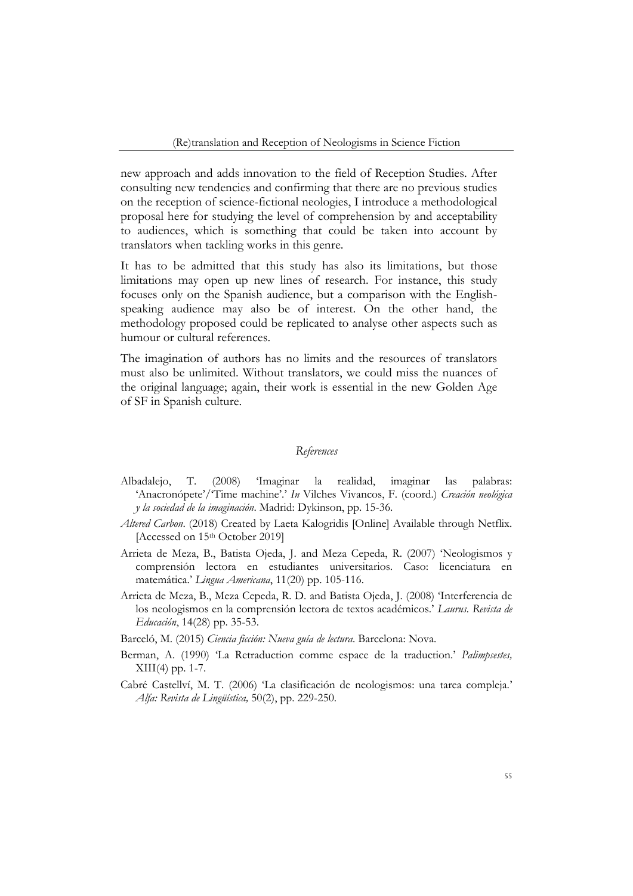new approach and adds innovation to the field of Reception Studies. After consulting new tendencies and confirming that there are no previous studies on the reception of science-fictional neologies, I introduce a methodological proposal here for studying the level of comprehension by and acceptability to audiences, which is something that could be taken into account by translators when tackling works in this genre.

It has to be admitted that this study has also its limitations, but those limitations may open up new lines of research. For instance, this study focuses only on the Spanish audience, but a comparison with the English-speaking audience may also be of interest. On the other hand, the methodology proposed could be replicated to analyse other aspects such as humour or cultural references.

The imagination of authors has no limits and the resources of translators must also be unlimited. Without translators, we could miss the nuances of the original language; again, their work is essential in the new Golden Age of SF in Spanish culture.

## *References*

Albadalejo, T. (2008) 'Imaginar la realidad, imaginar las palabras: 'Anacronópete'/'Time machine'.' *In* Vilches Vivancos, F. (coord.) *Creación neológica y la sociedad de la imaginación*. Madrid: Dykinson, pp. 15-36.

*Altered Carbon*. (2018) Created by Laeta Kalogridis [Online] Available through Netflix. [Accessed on 15th October 2019]

Arrieta de Meza, B., Batista Ojeda, J. and Meza Cepeda, R. (2007) 'Neologismos y comprensión lectora en estudiantes universitarios. Caso: licenciatura en matemática.' *Lingua Americana*, 11(20) pp. 105-116.

Arrieta de Meza, B., Meza Cepeda, R. D. and Batista Ojeda, J. (2008) 'Interferencia de los neologismos en la comprensión lectora de textos académicos.' *Laurus. Revista de Educación*, 14(28) pp. 35-53.

Barceló, M. (2015) *Ciencia ficción: Nueva guía de lectura*. Barcelona: Nova.

Berman, A. (1990) 'La Retraduction comme espace de la traduction.' *Palimpsestes,* XIII(4) pp. 1-7.

Cabré Castellví, M. T. (2006) 'La clasificación de neologismos: una tarea compleja.' *Alfa: Revista de Lingüística,* 50(2), pp. 229-250.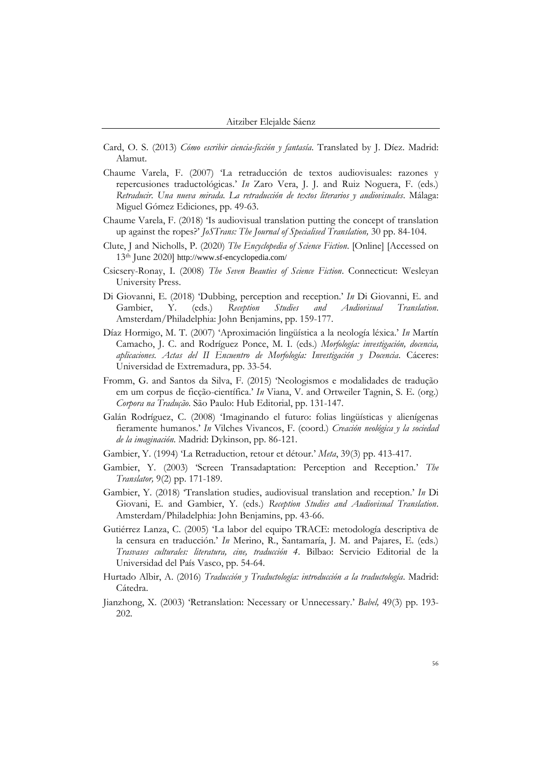Card, O. S. (2013) *Cómo escribir ciencia-ficción y fantasía*. Translated by J. Díez. Madrid: Alamut.

Chaume Varela, F. (2007) 'La retraducción de textos audiovisuales: razones y repercusiones traductológicas.' *In* Zaro Vera, J. J. and Ruiz Noguera, F. (eds.) *Retraducir. Una nueva mirada. La retraducción de textos literarios y audiovisuales*. Málaga: Miguel Gómez Ediciones, pp. 49-63.

Chaume Varela, F. (2018) 'Is audiovisual translation putting the concept of translation up against the ropes?' *JoSTrans: The Journal of Specialised Translation,* 30 pp. 84-104.

Clute, J and Nicholls, P. (2020) *The Encyclopedia of Science Fiction*. [Online] [Accessed on 13th June 2020] http://www.sf-encyclopedia.com/

Csicsery-Ronay, I. (2008) *The Seven Beauties of Science Fiction*. Connecticut: Wesleyan University Press.

Di Giovanni, E. (2018) 'Dubbing, perception and reception.' *In* Di Giovanni, E. and Gambier, Y. (eds.) *Reception Studies and Audiovisual Translation*. Amsterdam/Philadelphia: John Benjamins, pp. 159-177.

Díaz Hormigo, M. T. (2007) 'Aproximación lingüística a la neología léxica.' *In* Martín Camacho, J. C. and Rodríguez Ponce, M. I. (eds.) *Morfología: investigación, docencia, aplicaciones. Actas del II Encuentro de Morfología: Investigación y Docencia*. Cáceres: Universidad de Extremadura, pp. 33-54.

Fromm, G. and Santos da Silva, F. (2015) 'Neologismos e modalidades de tradução em um corpus de ficção-científica.' *In* Viana, V. and Ortweiler Tagnin, S. E. (org.) *Corpora na Tradução*. São Paulo: Hub Editorial, pp. 131-147.

Galán Rodríguez, C. (2008) 'Imaginando el futuro: folias lingüísticas y alienígenas fieramente humanos.' *In* Vilches Vivancos, F. (coord.) *Creación neológica y la sociedad de la imaginación*. Madrid: Dykinson, pp. 86-121.

Gambier, Y. (1994) 'La Retraduction, retour et détour.' *Meta*, 39(3) pp. 413-417.

Gambier, Y. (2003) 'Screen Transadaptation: Perception and Reception.' *The Translator,* 9(2) pp. 171-189.

Gambier, Y. (2018) 'Translation studies, audiovisual translation and reception.' *In* Di Giovani, E. and Gambier, Y. (eds.) *Reception Studies and Audiovisual Translation*. Amsterdam/Philadelphia: John Benjamins, pp. 43-66.

Gutiérrez Lanza, C. (2005) 'La labor del equipo TRACE: metodología descriptiva de la censura en traducción.' *In* Merino, R., Santamaría, J. M. and Pajares, E. (eds.) *Trasvases culturales: literatura, cine, traducción 4*. Bilbao: Servicio Editorial de la Universidad del País Vasco, pp. 54-64.

Hurtado Albir, A. (2016) *Traducción y Traductología: introducción a la traductología*. Madrid: Cátedra.

Jianzhong, X. (2003) 'Retranslation: Necessary or Unnecessary.' *Babel,* 49(3) pp. 193-202.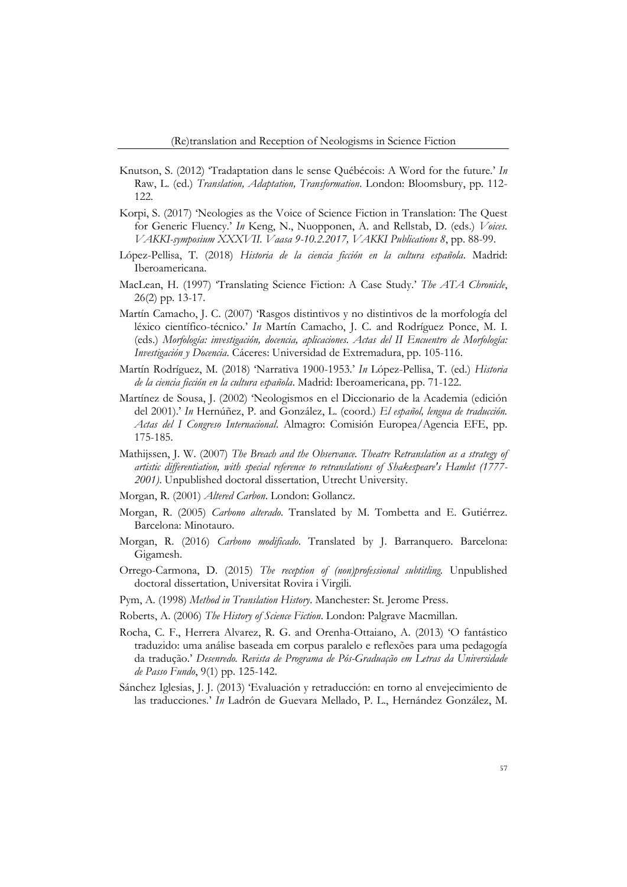Knutson, S. (2012) 'Tradaptation dans le sense Québécois: A Word for the future.' *In* Raw, L. (ed.) *Translation, Adaptation, Transformation*. London: Bloomsbury, pp. 112-122.

Korpi, S. (2017) 'Neologies as the Voice of Science Fiction in Translation: The Quest for Generic Fluency.' *In* Keng, N., Nuopponen, A. and Rellstab, D. (eds.) *Voices. VAKKI-symposium XXXVII. Vaasa 9-10.2.2017, VAKKI Publications 8*, pp. 88-99.

López-Pellisa, T. (2018) *Historia de la ciencia ficción en la cultura española*. Madrid: Iberoamericana.

MacLean, H. (1997) 'Translating Science Fiction: A Case Study.' *The ATA Chronicle*, 26(2) pp. 13-17.

Martín Camacho, J. C. (2007) 'Rasgos distintivos y no distintivos de la morfología del léxico científico-técnico.' *In* Martín Camacho, J. C. and Rodríguez Ponce, M. I. (eds.) *Morfología: investigación, docencia, aplicaciones. Actas del II Encuentro de Morfología: Investigación y Docencia*. Cáceres: Universidad de Extremadura, pp. 105-116.

Martín Rodríguez, M. (2018) 'Narrativa 1900-1953.' *In* López-Pellisa, T. (ed.) *Historia de la ciencia ficción en la cultura española*. Madrid: Iberoamericana, pp. 71-122.

Martínez de Sousa, J. (2002) 'Neologismos en el Diccionario de la Academia (edición del 2001).' *In* Hernúñez, P. and González, L. (coord.) *El español, lengua de traducción. Actas del I Congreso Internacional*. Almagro: Comisión Europea/Agencia EFE, pp. 175-185.

Mathijssen, J. W. (2007) *The Breach and the Observance. Theatre Retranslation as a strategy of artistic differentiation, with special reference to retranslations of Shakespeare's Hamlet (1777-2001)*. Unpublished doctoral dissertation, Utrecht University.

Morgan, R. (2001) *Altered Carbon*. London: Gollancz.

Morgan, R. (2005) *Carbono alterado*. Translated by M. Tombetta and E. Gutiérrez. Barcelona: Minotauro.

Morgan, R. (2016) *Carbono modificado*. Translated by J. Barranquero. Barcelona: Gigamesh.

Orrego-Carmona, D. (2015) *The reception of (non)professional subtitling*. Unpublished doctoral dissertation, Universitat Rovira i Virgili.

Pym, A. (1998) *Method in Translation History*. Manchester: St. Jerome Press.

Roberts, A. (2006) *The History of Science Fiction*. London: Palgrave Macmillan.

Rocha, C. F., Herrera Alvarez, R. G. and Orenha-Ottaiano, A. (2013) 'O fantástico traduzido: uma análise baseada em corpus paralelo e reflexões para uma pedagogía da tradução.' *Desenredo. Revista de Programa de Pós-Graduação em Letras da Universidade de Passo Fundo*, 9(1) pp. 125-142.

Sánchez Iglesias, J. J. (2013) 'Evaluación y retraducción: en torno al envejecimiento de las traducciones.' *In* Ladrón de Guevara Mellado, P. L., Hernández González, M.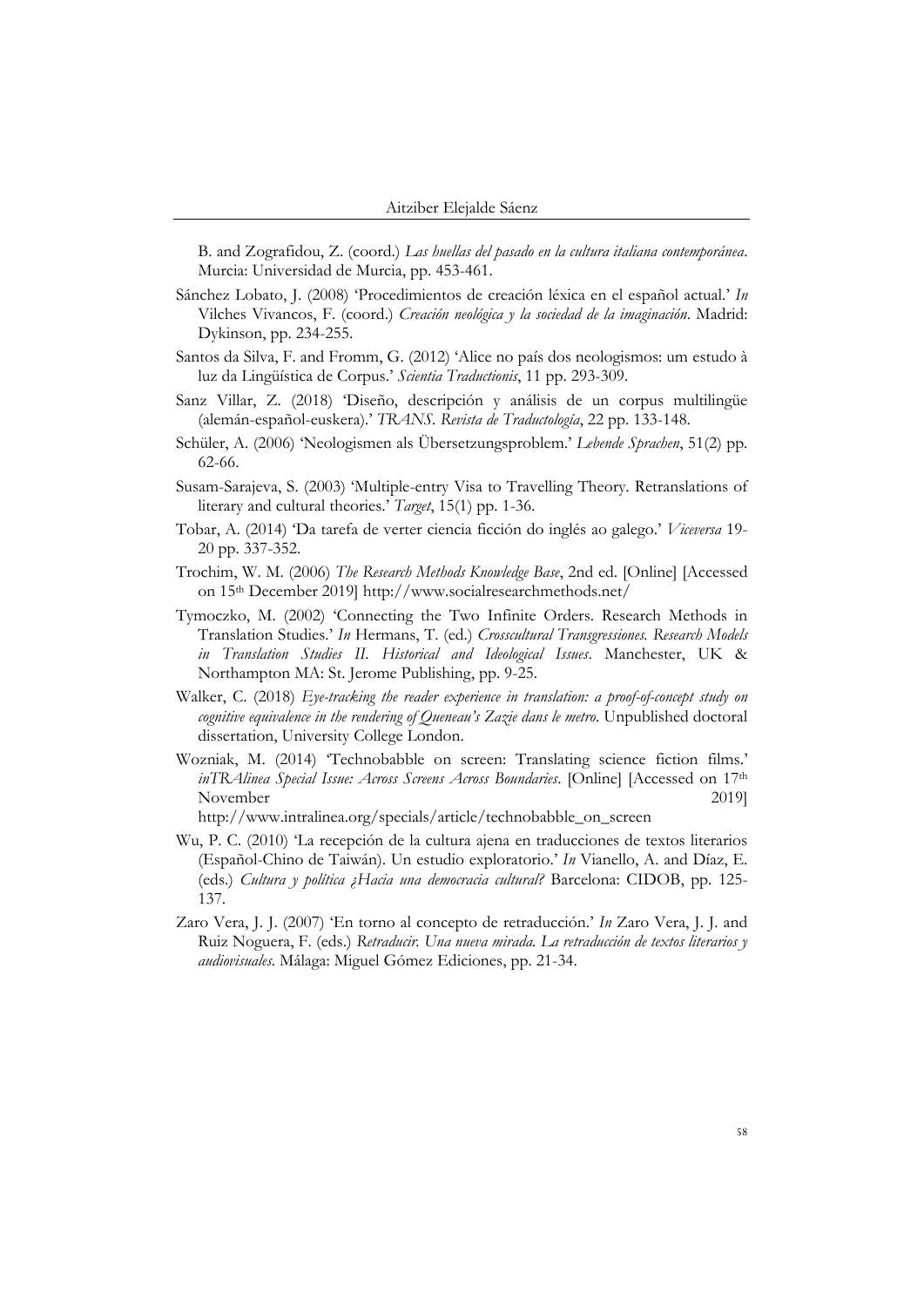B. and Zografidou, Z. (coord.) *Las huellas del pasado en la cultura italiana contemporánea*. Murcia: Universidad de Murcia, pp. 453-461.

Sánchez Lobato, J. (2008) 'Procedimientos de creación léxica en el español actual.' *In* Vilches Vivancos, F. (coord.) *Creación neológica y la sociedad de la imaginación*. Madrid: Dykinson, pp. 234-255.

Santos da Silva, F. and Fromm, G. (2012) 'Alice no país dos neologismos: um estudo à luz da Lingüística de Corpus.' *Scientia Traductionis*, 11 pp. 293-309.

Sanz Villar, Z. (2018) 'Diseño, descripción y análisis de un corpus multilingüe (alemán-español-euskera).' *TRANS. Revista de Traductología*, 22 pp. 133-148.

Schüler, A. (2006) 'Neologismen als Übersetzungsproblem.' *Lebende Sprachen*, 51(2) pp. 62-66.

Susam-Sarajeva, S. (2003) 'Multiple-entry Visa to Travelling Theory. Retranslations of literary and cultural theories.' *Target*, 15(1) pp. 1-36.

Tobar, A. (2014) 'Da tarefa de verter ciencia ficción do inglés ao galego.' *Viceversa* 19-20 pp. 337-352.

Trochim, W. M. (2006) *The Research Methods Knowledge Base*, 2nd ed. [Online] [Accessed on 15th December 2019] http://www.socialresearchmethods.net/

Tymoczko, M. (2002) 'Connecting the Two Infinite Orders. Research Methods in Translation Studies.' *In* Hermans, T. (ed.) *Crosscultural Transgressiones. Research Models in Translation Studies II. Historical and Ideological Issues*. Manchester, UK & Northampton MA: St. Jerome Publishing, pp. 9-25.

Walker, C. (2018) *Eye-tracking the reader experience in translation: a proof-of-concept study on cognitive equivalence in the rendering of Queneau's Zazie dans le metro*. Unpublished doctoral dissertation, University College London.

Wozniak, M. (2014) 'Technobabble on screen: Translating science fiction films.' *inTRAlinea Special Issue: Across Screens Across Boundaries*. [Online] [Accessed on 17th November 2019] http://www.intralinea.org/specials/article/technobabble_on_screen

Wu, P. C. (2010) 'La recepción de la cultura ajena en traducciones de textos literarios (Español-Chino de Taiwán). Un estudio exploratorio.' *In* Vianello, A. and Díaz, E. (eds.) *Cultura y política ¿Hacia una democracia cultural?* Barcelona: CIDOB, pp. 125-137.

Zaro Vera, J. J. (2007) 'En torno al concepto de retraducción.' *In* Zaro Vera, J. J. and Ruiz Noguera, F. (eds.) *Retraducir. Una nueva mirada. La retraducción de textos literarios y audiovisuales*. Málaga: Miguel Gómez Ediciones, pp. 21-34.